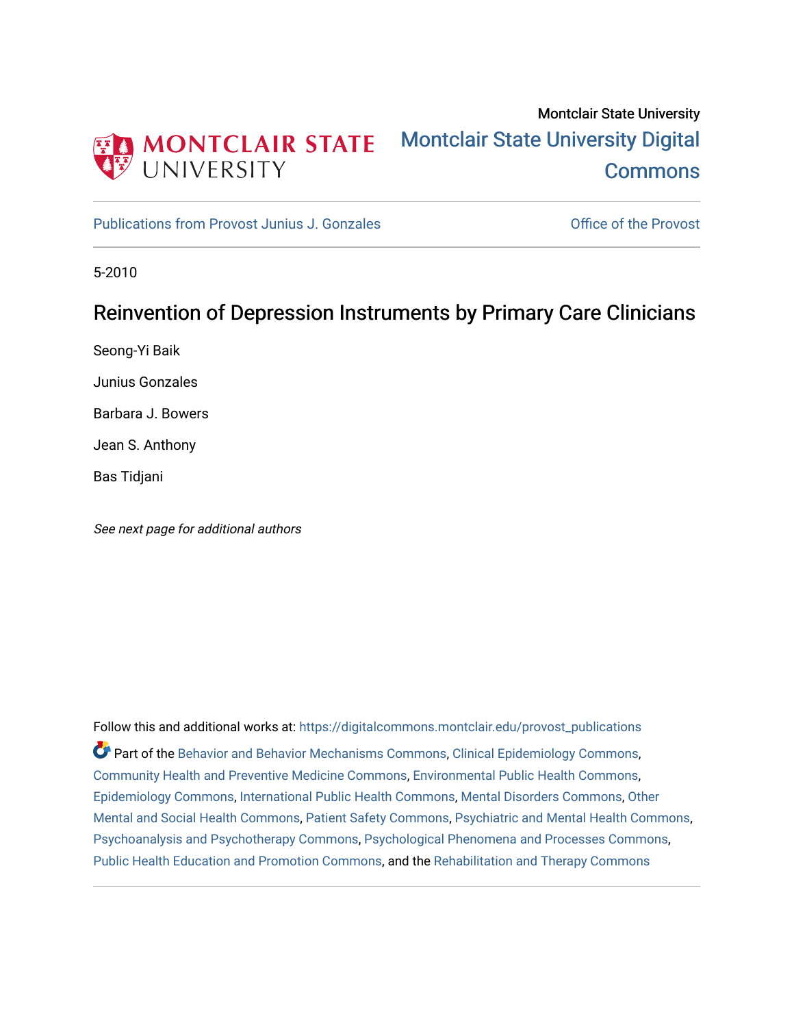Montclair State University

Montclair State University Digital Commons

Publications from Provost Junius J. Gonzales

Office of the Provost

5-2010

# Reinvention of Depression Instruments by Primary Care Clinicians

Seong-Yi Baik

Junius Gonzales

Barbara J. Bowers

Jean S. Anthony

Bas Tidjani

*See next page for additional authors*

Follow this and additional works at: https://digitalcommons.montclair.edu/provost_publications

Part of the Behavior and Behavior Mechanisms Commons, Clinical Epidemiology Commons, Community Health and Preventive Medicine Commons, Environmental Public Health Commons, Epidemiology Commons, International Public Health Commons, Mental Disorders Commons, Other Mental and Social Health Commons, Patient Safety Commons, Psychiatric and Mental Health Commons, Psychoanalysis and Psychotherapy Commons, Psychological Phenomena and Processes Commons, Public Health Education and Promotion Commons, and the Rehabilitation and Therapy Commons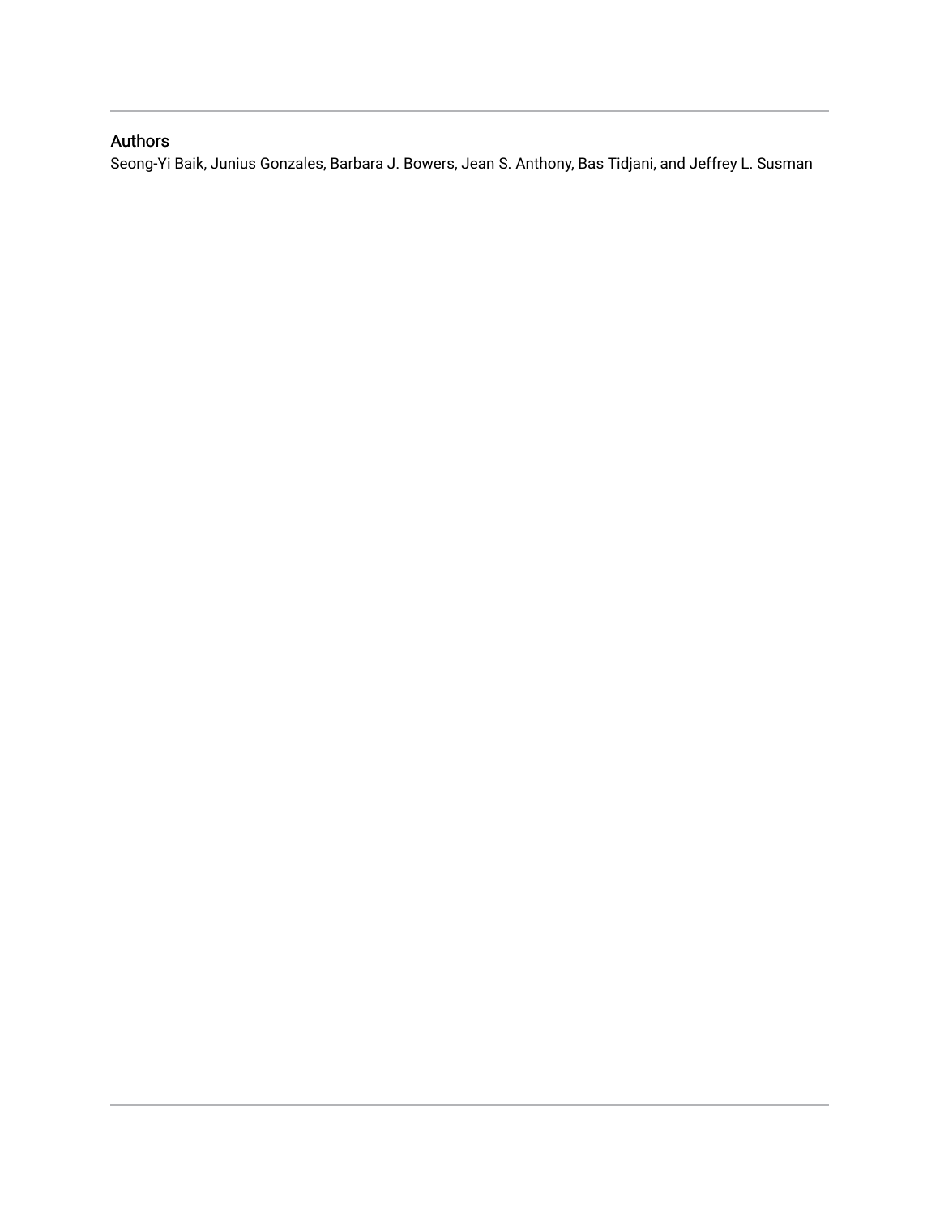## Authors

Seong-Yi Baik, Junius Gonzales, Barbara J. Bowers, Jean S. Anthony, Bas Tidjani, and Jeffrey L. Susman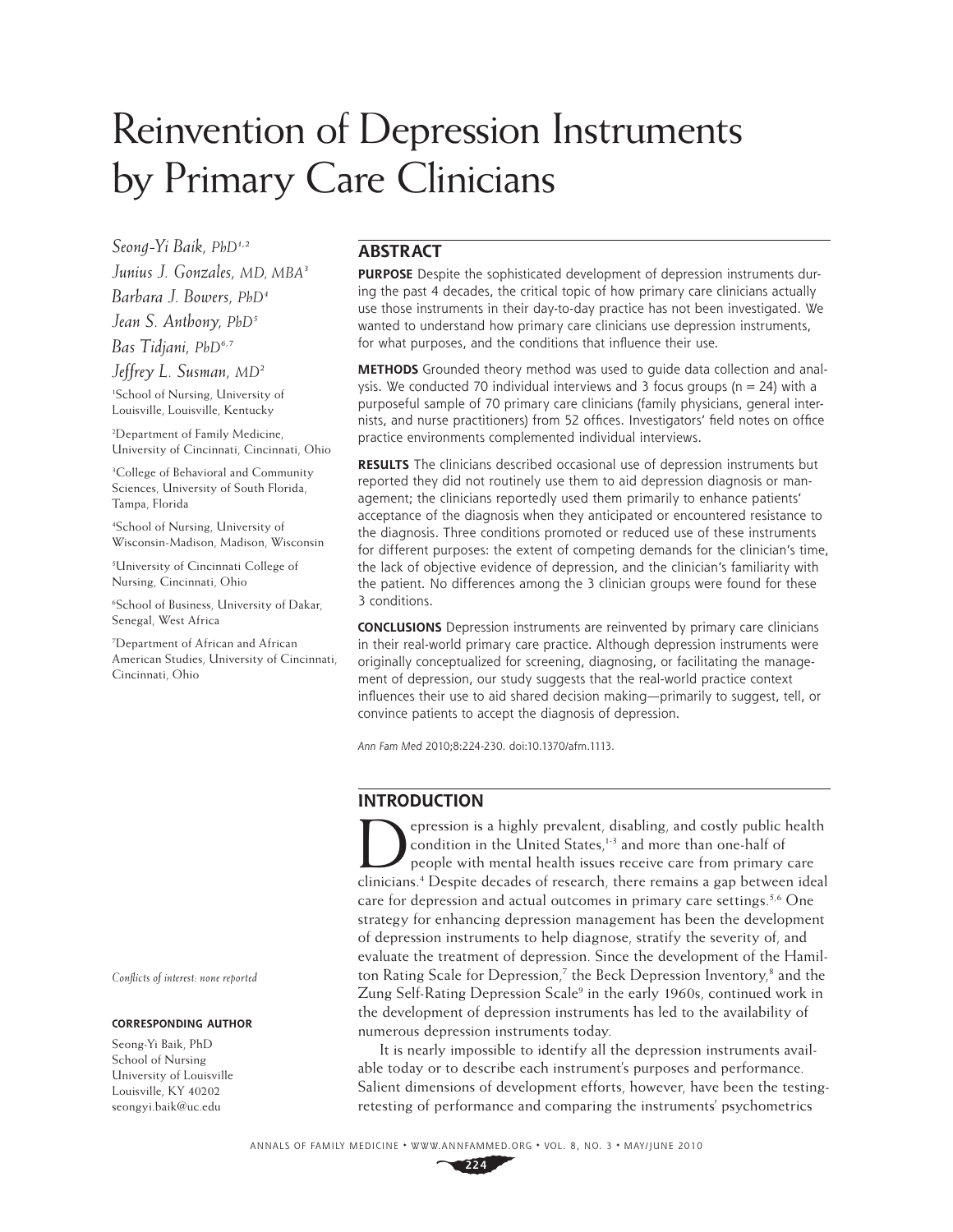# Reinvention of Depression Instruments by Primary Care Clinicians

*Seong-Yi Baik, PhD*[1,2]

*Junius J. Gonzales, MD, MBA*[3]

*Barbara J. Bowers, PhD*[4]

*Jean S. Anthony, PhD*[5]

*Bas Tidjani, PhD*[6,7]

*Jeffrey L. Susman, MD*[2]

[1]School of Nursing, University of Louisville, Louisville, Kentucky

[2]Department of Family Medicine, University of Cincinnati, Cincinnati, Ohio

[3]College of Behavioral and Community Sciences, University of South Florida, Tampa, Florida

[4]School of Nursing, University of Wisconsin-Madison, Madison, Wisconsin

[5]University of Cincinnati College of Nursing, Cincinnati, Ohio

[6]School of Business, University of Dakar, Senegal, West Africa

[7]Department of African and African American Studies, University of Cincinnati, Cincinnati, Ohio

*Conflicts of interest: none reported*

**CORRESPONDING AUTHOR**

Seong-Yi Baik, PhD
School of Nursing
University of Louisville
Louisville, KY 40202
seongyi.baik@uc.edu

## ABSTRACT

**PURPOSE** Despite the sophisticated development of depression instruments during the past 4 decades, the critical topic of how primary care clinicians actually use those instruments in their day-to-day practice has not been investigated. We wanted to understand how primary care clinicians use depression instruments, for what purposes, and the conditions that influence their use.

**METHODS** Grounded theory method was used to guide data collection and analysis. We conducted 70 individual interviews and 3 focus groups (n = 24) with a purposeful sample of 70 primary care clinicians (family physicians, general internists, and nurse practitioners) from 52 offices. Investigators' field notes on office practice environments complemented individual interviews.

**RESULTS** The clinicians described occasional use of depression instruments but reported they did not routinely use them to aid depression diagnosis or management; the clinicians reportedly used them primarily to enhance patients' acceptance of the diagnosis when they anticipated or encountered resistance to the diagnosis. Three conditions promoted or reduced use of these instruments for different purposes: the extent of competing demands for the clinician's time, the lack of objective evidence of depression, and the clinician's familiarity with the patient. No differences among the 3 clinician groups were found for these 3 conditions.

**CONCLUSIONS** Depression instruments are reinvented by primary care clinicians in their real-world primary care practice. Although depression instruments were originally conceptualized for screening, diagnosing, or facilitating the management of depression, our study suggests that the real-world practice context influences their use to aid shared decision making—primarily to suggest, tell, or convince patients to accept the diagnosis of depression.

*Ann Fam Med* 2010;8:224-230. doi:10.1370/afm.1113.

## INTRODUCTION

Depression is a highly prevalent, disabling, and costly public health condition in the United States,[1-3] and more than one-half of people with mental health issues receive care from primary care clinicians.[4] Despite decades of research, there remains a gap between ideal care for depression and actual outcomes in primary care settings.[5,6] One strategy for enhancing depression management has been the development of depression instruments to help diagnose, stratify the severity of, and evaluate the treatment of depression. Since the development of the Hamilton Rating Scale for Depression,[7] the Beck Depression Inventory,[8] and the Zung Self-Rating Depression Scale[9] in the early 1960s, continued work in the development of depression instruments has led to the availability of numerous depression instruments today.

It is nearly impossible to identify all the depression instruments available today or to describe each instrument's purposes and performance. Salient dimensions of development efforts, however, have been the testing-retesting of performance and comparing the instruments' psychometrics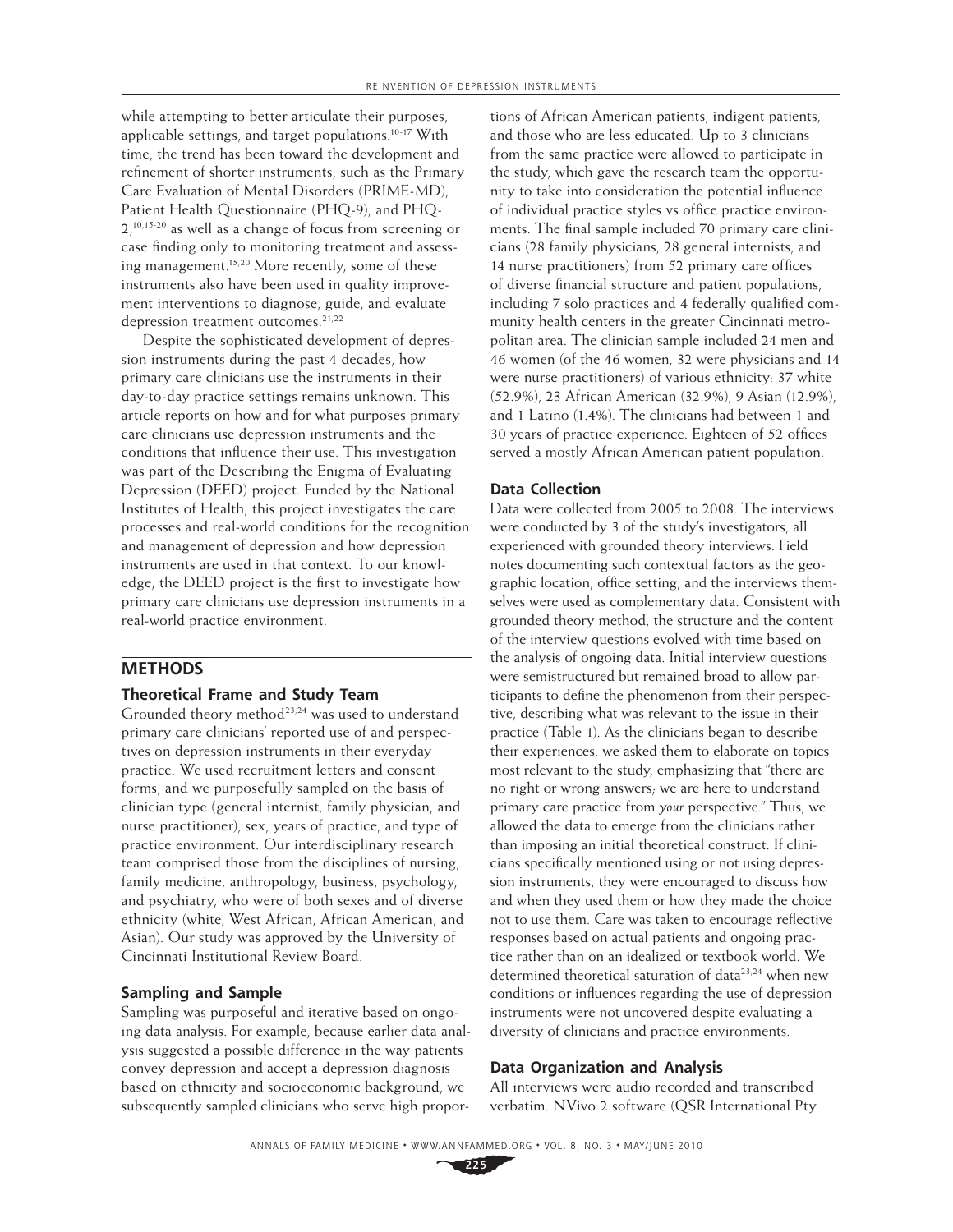while attempting to better articulate their purposes, applicable settings, and target populations.[10-17] With time, the trend has been toward the development and refinement of shorter instruments, such as the Primary Care Evaluation of Mental Disorders (PRIME-MD), Patient Health Questionnaire (PHQ-9), and PHQ-2,[10,15-20] as well as a change of focus from screening or case finding only to monitoring treatment and assessing management.[15,20] More recently, some of these instruments also have been used in quality improvement interventions to diagnose, guide, and evaluate depression treatment outcomes.[21,22]

Despite the sophisticated development of depression instruments during the past 4 decades, how primary care clinicians use the instruments in their day-to-day practice settings remains unknown. This article reports on how and for what purposes primary care clinicians use depression instruments and the conditions that influence their use. This investigation was part of the Describing the Enigma of Evaluating Depression (DEED) project. Funded by the National Institutes of Health, this project investigates the care processes and real-world conditions for the recognition and management of depression and how depression instruments are used in that context. To our knowledge, the DEED project is the first to investigate how primary care clinicians use depression instruments in a real-world practice environment.

## METHODS

### Theoretical Frame and Study Team

Grounded theory method[23,24] was used to understand primary care clinicians' reported use of and perspectives on depression instruments in their everyday practice. We used recruitment letters and consent forms, and we purposefully sampled on the basis of clinician type (general internist, family physician, and nurse practitioner), sex, years of practice, and type of practice environment. Our interdisciplinary research team comprised those from the disciplines of nursing, family medicine, anthropology, business, psychology, and psychiatry, who were of both sexes and of diverse ethnicity (white, West African, African American, and Asian). Our study was approved by the University of Cincinnati Institutional Review Board.

### Sampling and Sample

Sampling was purposeful and iterative based on ongoing data analysis. For example, because earlier data analysis suggested a possible difference in the way patients convey depression and accept a depression diagnosis based on ethnicity and socioeconomic background, we subsequently sampled clinicians who serve high proportions of African American patients, indigent patients, and those who are less educated. Up to 3 clinicians from the same practice were allowed to participate in the study, which gave the research team the opportunity to take into consideration the potential influence of individual practice styles vs office practice environments. The final sample included 70 primary care clinicians (28 family physicians, 28 general internists, and 14 nurse practitioners) from 52 primary care offices of diverse financial structure and patient populations, including 7 solo practices and 4 federally qualified community health centers in the greater Cincinnati metropolitan area. The clinician sample included 24 men and 46 women (of the 46 women, 32 were physicians and 14 were nurse practitioners) of various ethnicity: 37 white (52.9%), 23 African American (32.9%), 9 Asian (12.9%), and 1 Latino (1.4%). The clinicians had between 1 and 30 years of practice experience. Eighteen of 52 offices served a mostly African American patient population.

### Data Collection

Data were collected from 2005 to 2008. The interviews were conducted by 3 of the study's investigators, all experienced with grounded theory interviews. Field notes documenting such contextual factors as the geographic location, office setting, and the interviews themselves were used as complementary data. Consistent with grounded theory method, the structure and the content of the interview questions evolved with time based on the analysis of ongoing data. Initial interview questions were semistructured but remained broad to allow participants to define the phenomenon from their perspective, describing what was relevant to the issue in their practice (Table 1). As the clinicians began to describe their experiences, we asked them to elaborate on topics most relevant to the study, emphasizing that "there are no right or wrong answers; we are here to understand primary care practice from *your* perspective." Thus, we allowed the data to emerge from the clinicians rather than imposing an initial theoretical construct. If clinicians specifically mentioned using or not using depression instruments, they were encouraged to discuss how and when they used them or how they made the choice not to use them. Care was taken to encourage reflective responses based on actual patients and ongoing practice rather than on an idealized or textbook world. We determined theoretical saturation of data[23,24] when new conditions or influences regarding the use of depression instruments were not uncovered despite evaluating a diversity of clinicians and practice environments.

### Data Organization and Analysis

All interviews were audio recorded and transcribed verbatim. NVivo 2 software (QSR International Pty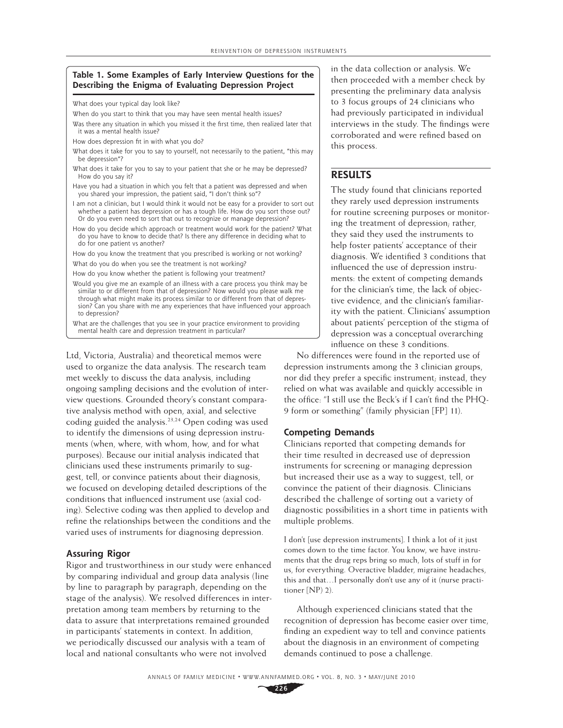**Table 1. Some Examples of Early Interview Questions for the Describing the Enigma of Evaluating Depression Project**

What does your typical day look like?

When do you start to think that you may have seen mental health issues?

Was there any situation in which you missed it the first time, then realized later that it was a mental health issue?

How does depression fit in with what you do?

What does it take for you to say to yourself, not necessarily to the patient, "this may be depression"?

What does it take for you to say to your patient that she or he may be depressed? How do you say it?

Have you had a situation in which you felt that a patient was depressed and when you shared your impression, the patient said, "I don't think so"?

I am not a clinician, but I would think it would not be easy for a provider to sort out whether a patient has depression or has a tough life. How do you sort those out? Or do you even need to sort that out to recognize or manage depression?

How do you decide which approach or treatment would work for the patient? What do you have to know to decide that? Is there any difference in deciding what to do for one patient vs another?

How do you know the treatment that you prescribed is working or not working?

What do you do when you see the treatment is not working?

How do you know whether the patient is following your treatment?

Would you give me an example of an illness with a care process you think may be similar to or different from that of depression? Now would you please walk me through what might make its process similar to or different from that of depression? Can you share with me any experiences that have influenced your approach to depression?

What are the challenges that you see in your practice environment to providing mental health care and depression treatment in particular?

Ltd, Victoria, Australia) and theoretical memos were used to organize the data analysis. The research team met weekly to discuss the data analysis, including ongoing sampling decisions and the evolution of interview questions. Grounded theory's constant comparative analysis method with open, axial, and selective coding guided the analysis.[23,24] Open coding was used to identify the dimensions of using depression instruments (when, where, with whom, how, and for what purposes). Because our initial analysis indicated that clinicians used these instruments primarily to suggest, tell, or convince patients about their diagnosis, we focused on developing detailed descriptions of the conditions that influenced instrument use (axial coding). Selective coding was then applied to develop and refine the relationships between the conditions and the varied uses of instruments for diagnosing depression.

### Assuring Rigor

Rigor and trustworthiness in our study were enhanced by comparing individual and group data analysis (line by line to paragraph by paragraph, depending on the stage of the analysis). We resolved differences in interpretation among team members by returning to the data to assure that interpretations remained grounded in participants' statements in context. In addition, we periodically discussed our analysis with a team of local and national consultants who were not involved in the data collection or analysis. We then proceeded with a member check by presenting the preliminary data analysis to 3 focus groups of 24 clinicians who had previously participated in individual interviews in the study. The findings were corroborated and were refined based on this process.

## RESULTS

The study found that clinicians reported they rarely used depression instruments for routine screening purposes or monitoring the treatment of depression; rather, they said they used the instruments to help foster patients' acceptance of their diagnosis. We identified 3 conditions that influenced the use of depression instruments: the extent of competing demands for the clinician's time, the lack of objective evidence, and the clinician's familiarity with the patient. Clinicians' assumption about patients' perception of the stigma of depression was a conceptual overarching influence on these 3 conditions.

No differences were found in the reported use of depression instruments among the 3 clinician groups, nor did they prefer a specific instrument; instead, they relied on what was available and quickly accessible in the office: "I still use the Beck's if I can't find the PHQ-9 form or something" (family physician [FP] 11).

### Competing Demands

Clinicians reported that competing demands for their time resulted in decreased use of depression instruments for screening or managing depression but increased their use as a way to suggest, tell, or convince the patient of their diagnosis. Clinicians described the challenge of sorting out a variety of diagnostic possibilities in a short time in patients with multiple problems.

> I don't [use depression instruments]. I think a lot of it just comes down to the time factor. You know, we have instruments that the drug reps bring so much, lots of stuff in for us, for everything. Overactive bladder, migraine headaches, this and that…I personally don't use any of it (nurse practitioner [NP] 2).

Although experienced clinicians stated that the recognition of depression has become easier over time, finding an expedient way to tell and convince patients about the diagnosis in an environment of competing demands continued to pose a challenge.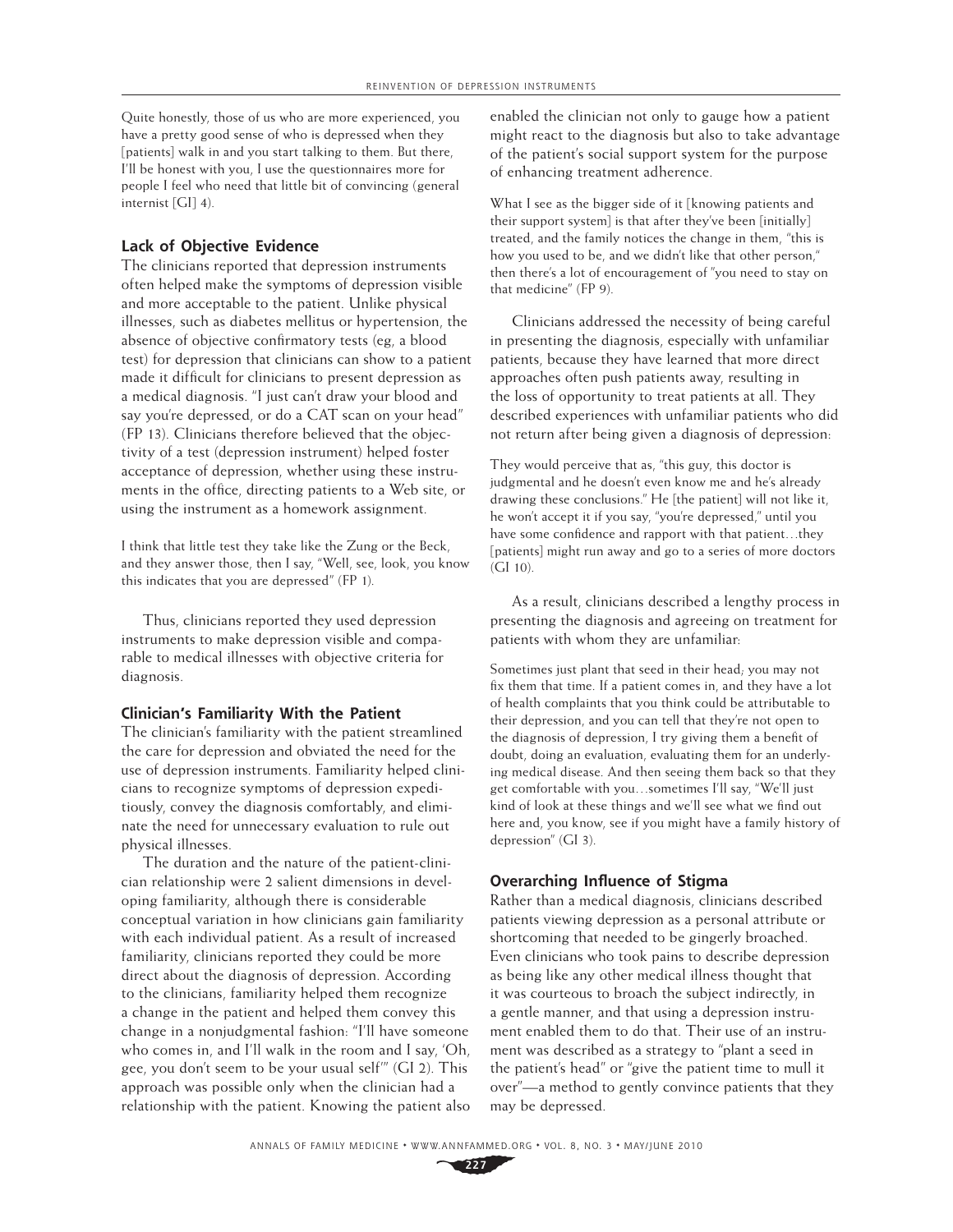Quite honestly, those of us who are more experienced, you have a pretty good sense of who is depressed when they [patients] walk in and you start talking to them. But there, I'll be honest with you, I use the questionnaires more for people I feel who need that little bit of convincing (general internist [GI] 4).

### Lack of Objective Evidence

The clinicians reported that depression instruments often helped make the symptoms of depression visible and more acceptable to the patient. Unlike physical illnesses, such as diabetes mellitus or hypertension, the absence of objective confirmatory tests (eg, a blood test) for depression that clinicians can show to a patient made it difficult for clinicians to present depression as a medical diagnosis. "I just can't draw your blood and say you're depressed, or do a CAT scan on your head" (FP 13). Clinicians therefore believed that the objectivity of a test (depression instrument) helped foster acceptance of depression, whether using these instruments in the office, directing patients to a Web site, or using the instrument as a homework assignment.

I think that little test they take like the Zung or the Beck, and they answer those, then I say, "Well, see, look, you know this indicates that you are depressed" (FP 1).

Thus, clinicians reported they used depression instruments to make depression visible and comparable to medical illnesses with objective criteria for diagnosis.

### Clinician's Familiarity With the Patient

The clinician's familiarity with the patient streamlined the care for depression and obviated the need for the use of depression instruments. Familiarity helped clinicians to recognize symptoms of depression expeditiously, convey the diagnosis comfortably, and eliminate the need for unnecessary evaluation to rule out physical illnesses.

The duration and the nature of the patient-clinician relationship were 2 salient dimensions in developing familiarity, although there is considerable conceptual variation in how clinicians gain familiarity with each individual patient. As a result of increased familiarity, clinicians reported they could be more direct about the diagnosis of depression. According to the clinicians, familiarity helped them recognize a change in the patient and helped them convey this change in a nonjudgmental fashion: "I'll have someone who comes in, and I'll walk in the room and I say, 'Oh, gee, you don't seem to be your usual self'" (GI 2). This approach was possible only when the clinician had a relationship with the patient. Knowing the patient also enabled the clinician not only to gauge how a patient might react to the diagnosis but also to take advantage of the patient's social support system for the purpose of enhancing treatment adherence.

What I see as the bigger side of it [knowing patients and their support system] is that after they've been [initially] treated, and the family notices the change in them, "this is how you used to be, and we didn't like that other person," then there's a lot of encouragement of "you need to stay on that medicine" (FP 9).

Clinicians addressed the necessity of being careful in presenting the diagnosis, especially with unfamiliar patients, because they have learned that more direct approaches often push patients away, resulting in the loss of opportunity to treat patients at all. They described experiences with unfamiliar patients who did not return after being given a diagnosis of depression:

They would perceive that as, "this guy, this doctor is judgmental and he doesn't even know me and he's already drawing these conclusions." He [the patient] will not like it, he won't accept it if you say, "you're depressed," until you have some confidence and rapport with that patient…they [patients] might run away and go to a series of more doctors (GI 10).

As a result, clinicians described a lengthy process in presenting the diagnosis and agreeing on treatment for patients with whom they are unfamiliar:

Sometimes just plant that seed in their head; you may not fix them that time. If a patient comes in, and they have a lot of health complaints that you think could be attributable to their depression, and you can tell that they're not open to the diagnosis of depression, I try giving them a benefit of doubt, doing an evaluation, evaluating them for an underlying medical disease. And then seeing them back so that they get comfortable with you…sometimes I'll say, "We'll just kind of look at these things and we'll see what we find out here and, you know, see if you might have a family history of depression" (GI 3).

### Overarching Influence of Stigma

Rather than a medical diagnosis, clinicians described patients viewing depression as a personal attribute or shortcoming that needed to be gingerly broached. Even clinicians who took pains to describe depression as being like any other medical illness thought that it was courteous to broach the subject indirectly, in a gentle manner, and that using a depression instrument enabled them to do that. Their use of an instrument was described as a strategy to "plant a seed in the patient's head" or "give the patient time to mull it over"—a method to gently convince patients that they may be depressed.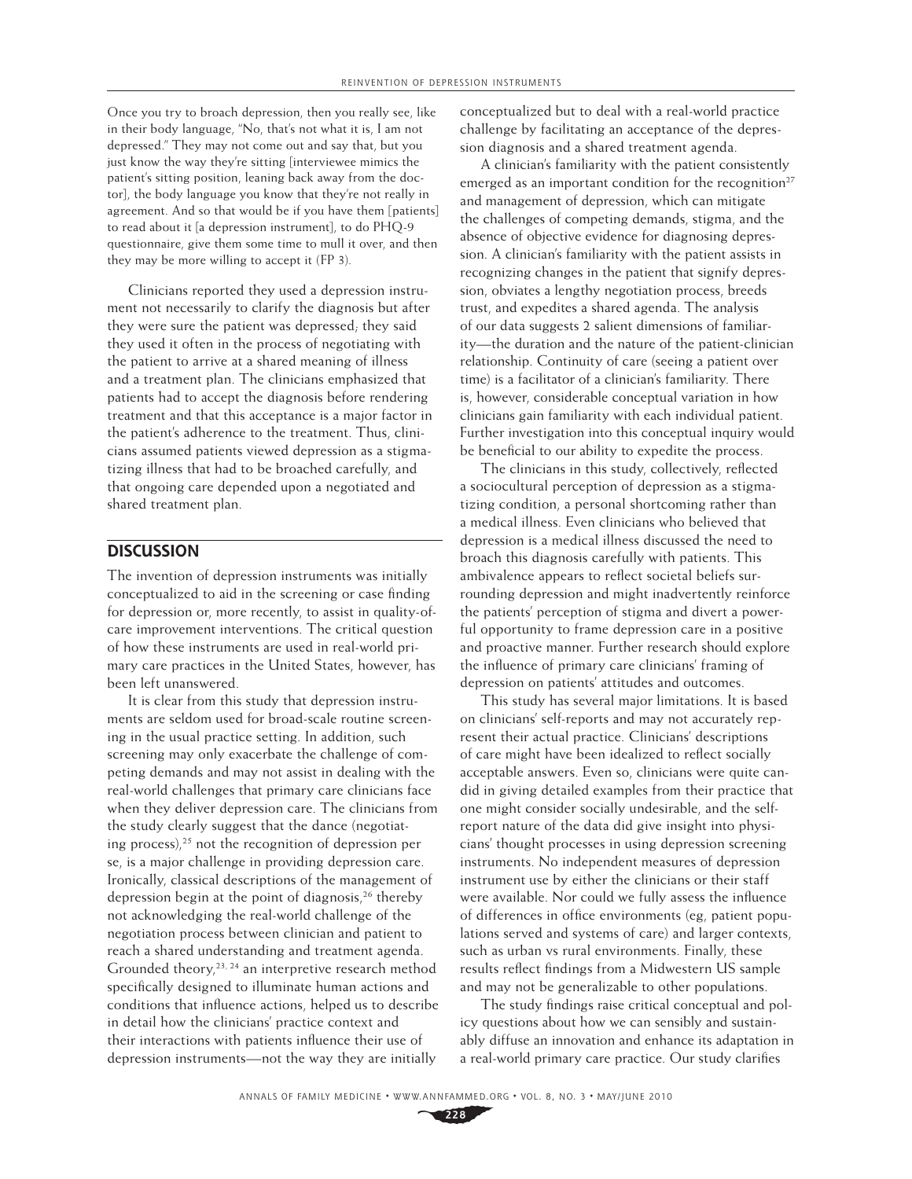Once you try to broach depression, then you really see, like in their body language, "No, that's not what it is, I am not depressed." They may not come out and say that, but you just know the way they're sitting [interviewee mimics the patient's sitting position, leaning back away from the doctor], the body language you know that they're not really in agreement. And so that would be if you have them [patients] to read about it [a depression instrument], to do PHQ-9 questionnaire, give them some time to mull it over, and then they may be more willing to accept it (FP 3).

Clinicians reported they used a depression instrument not necessarily to clarify the diagnosis but after they were sure the patient was depressed; they said they used it often in the process of negotiating with the patient to arrive at a shared meaning of illness and a treatment plan. The clinicians emphasized that patients had to accept the diagnosis before rendering treatment and that this acceptance is a major factor in the patient's adherence to the treatment. Thus, clinicians assumed patients viewed depression as a stigmatizing illness that had to be broached carefully, and that ongoing care depended upon a negotiated and shared treatment plan.

## DISCUSSION

The invention of depression instruments was initially conceptualized to aid in the screening or case finding for depression or, more recently, to assist in quality-of-care improvement interventions. The critical question of how these instruments are used in real-world primary care practices in the United States, however, has been left unanswered.

It is clear from this study that depression instruments are seldom used for broad-scale routine screening in the usual practice setting. In addition, such screening may only exacerbate the challenge of competing demands and may not assist in dealing with the real-world challenges that primary care clinicians face when they deliver depression care. The clinicians from the study clearly suggest that the dance (negotiating process),[25] not the recognition of depression per se, is a major challenge in providing depression care. Ironically, classical descriptions of the management of depression begin at the point of diagnosis,[26] thereby not acknowledging the real-world challenge of the negotiation process between clinician and patient to reach a shared understanding and treatment agenda. Grounded theory,[23, 24] an interpretive research method specifically designed to illuminate human actions and conditions that influence actions, helped us to describe in detail how the clinicians' practice context and their interactions with patients influence their use of depression instruments—not the way they are initially conceptualized but to deal with a real-world practice challenge by facilitating an acceptance of the depression diagnosis and a shared treatment agenda.

A clinician's familiarity with the patient consistently emerged as an important condition for the recognition[27] and management of depression, which can mitigate the challenges of competing demands, stigma, and the absence of objective evidence for diagnosing depression. A clinician's familiarity with the patient assists in recognizing changes in the patient that signify depression, obviates a lengthy negotiation process, breeds trust, and expedites a shared agenda. The analysis of our data suggests 2 salient dimensions of familiarity—the duration and the nature of the patient-clinician relationship. Continuity of care (seeing a patient over time) is a facilitator of a clinician's familiarity. There is, however, considerable conceptual variation in how clinicians gain familiarity with each individual patient. Further investigation into this conceptual inquiry would be beneficial to our ability to expedite the process.

The clinicians in this study, collectively, reflected a sociocultural perception of depression as a stigmatizing condition, a personal shortcoming rather than a medical illness. Even clinicians who believed that depression is a medical illness discussed the need to broach this diagnosis carefully with patients. This ambivalence appears to reflect societal beliefs surrounding depression and might inadvertently reinforce the patients' perception of stigma and divert a powerful opportunity to frame depression care in a positive and proactive manner. Further research should explore the influence of primary care clinicians' framing of depression on patients' attitudes and outcomes.

This study has several major limitations. It is based on clinicians' self-reports and may not accurately represent their actual practice. Clinicians' descriptions of care might have been idealized to reflect socially acceptable answers. Even so, clinicians were quite candid in giving detailed examples from their practice that one might consider socially undesirable, and the self-report nature of the data did give insight into physicians' thought processes in using depression screening instruments. No independent measures of depression instrument use by either the clinicians or their staff were available. Nor could we fully assess the influence of differences in office environments (eg, patient populations served and systems of care) and larger contexts, such as urban vs rural environments. Finally, these results reflect findings from a Midwestern US sample and may not be generalizable to other populations.

The study findings raise critical conceptual and policy questions about how we can sensibly and sustainably diffuse an innovation and enhance its adaptation in a real-world primary care practice. Our study clarifies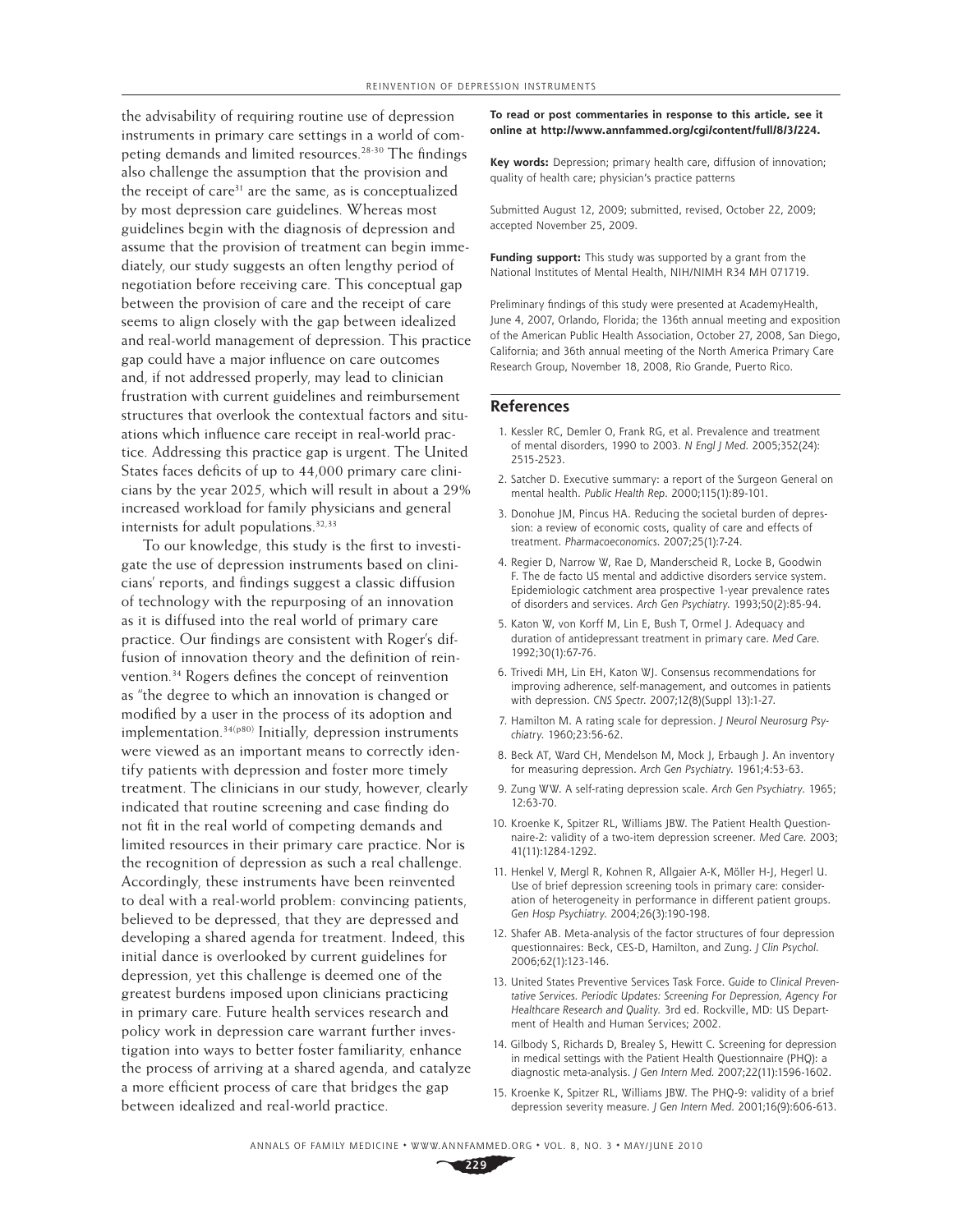the advisability of requiring routine use of depression instruments in primary care settings in a world of competing demands and limited resources.[28-30] The findings also challenge the assumption that the provision and the receipt of care[31] are the same, as is conceptualized by most depression care guidelines. Whereas most guidelines begin with the diagnosis of depression and assume that the provision of treatment can begin immediately, our study suggests an often lengthy period of negotiation before receiving care. This conceptual gap between the provision of care and the receipt of care seems to align closely with the gap between idealized and real-world management of depression. This practice gap could have a major influence on care outcomes and, if not addressed properly, may lead to clinician frustration with current guidelines and reimbursement structures that overlook the contextual factors and situations which influence care receipt in real-world practice. Addressing this practice gap is urgent. The United States faces deficits of up to 44,000 primary care clinicians by the year 2025, which will result in about a 29% increased workload for family physicians and general internists for adult populations.[32,33]

To our knowledge, this study is the first to investigate the use of depression instruments based on clinicians' reports, and findings suggest a classic diffusion of technology with the repurposing of an innovation as it is diffused into the real world of primary care practice. Our findings are consistent with Roger's diffusion of innovation theory and the definition of reinvention.[34] Rogers defines the concept of reinvention as "the degree to which an innovation is changed or modified by a user in the process of its adoption and implementation.[34(p80)] Initially, depression instruments were viewed as an important means to correctly identify patients with depression and foster more timely treatment. The clinicians in our study, however, clearly indicated that routine screening and case finding do not fit in the real world of competing demands and limited resources in their primary care practice. Nor is the recognition of depression as such a real challenge. Accordingly, these instruments have been reinvented to deal with a real-world problem: convincing patients, believed to be depressed, that they are depressed and developing a shared agenda for treatment. Indeed, this initial dance is overlooked by current guidelines for depression, yet this challenge is deemed one of the greatest burdens imposed upon clinicians practicing in primary care. Future health services research and policy work in depression care warrant further investigation into ways to better foster familiarity, enhance the process of arriving at a shared agenda, and catalyze a more efficient process of care that bridges the gap between idealized and real-world practice.

**To read or post commentaries in response to this article, see it online at http://www.annfammed.org/cgi/content/full/8/3/224.**

**Key words:** Depression; primary health care, diffusion of innovation; quality of health care; physician's practice patterns

Submitted August 12, 2009; submitted, revised, October 22, 2009; accepted November 25, 2009.

**Funding support:** This study was supported by a grant from the National Institutes of Mental Health, NIH/NIMH R34 MH 071719.

Preliminary findings of this study were presented at AcademyHealth, June 4, 2007, Orlando, Florida; the 136th annual meeting and exposition of the American Public Health Association, October 27, 2008, San Diego, California; and 36th annual meeting of the North America Primary Care Research Group, November 18, 2008, Rio Grande, Puerto Rico.

## References

1. Kessler RC, Demler O, Frank RG, et al. Prevalence and treatment of mental disorders, 1990 to 2003. *N Engl J Med.* 2005;352(24):2515-2523.
2. Satcher D. Executive summary: a report of the Surgeon General on mental health. *Public Health Rep.* 2000;115(1):89-101.
3. Donohue JM, Pincus HA. Reducing the societal burden of depression: a review of economic costs, quality of care and effects of treatment. *Pharmacoeconomics.* 2007;25(1):7-24.
4. Regier D, Narrow W, Rae D, Manderscheid R, Locke B, Goodwin F. The de facto US mental and addictive disorders service system. Epidemiologic catchment area prospective 1-year prevalence rates of disorders and services. *Arch Gen Psychiatry.* 1993;50(2):85-94.
5. Katon W, von Korff M, Lin E, Bush T, Ormel J. Adequacy and duration of antidepressant treatment in primary care. *Med Care.* 1992;30(1):67-76.
6. Trivedi MH, Lin EH, Katon WJ. Consensus recommendations for improving adherence, self-management, and outcomes in patients with depression. *CNS Spectr.* 2007;12(8)(Suppl 13):1-27.
7. Hamilton M. A rating scale for depression. *J Neurol Neurosurg Psychiatry.* 1960;23:56-62.
8. Beck AT, Ward CH, Mendelson M, Mock J, Erbaugh J. An inventory for measuring depression. *Arch Gen Psychiatry.* 1961;4:53-63.
9. Zung WW. A self-rating depression scale. *Arch Gen Psychiatry.* 1965;12:63-70.
10. Kroenke K, Spitzer RL, Williams JBW. The Patient Health Questionnaire-2: validity of a two-item depression screener. *Med Care.* 2003;41(11):1284-1292.
11. Henkel V, Mergl R, Kohnen R, Allgaier A-K, Möller H-J, Hegerl U. Use of brief depression screening tools in primary care: consideration of heterogeneity in performance in different patient groups. *Gen Hosp Psychiatry.* 2004;26(3):190-198.
12. Shafer AB. Meta-analysis of the factor structures of four depression questionnaires: Beck, CES-D, Hamilton, and Zung. *J Clin Psychol.* 2006;62(1):123-146.
13. United States Preventive Services Task Force. *Guide to Clinical Preventative Services. Periodic Updates: Screening For Depression, Agency For Healthcare Research and Quality.* 3rd ed. Rockville, MD: US Department of Health and Human Services; 2002.
14. Gilbody S, Richards D, Brealey S, Hewitt C. Screening for depression in medical settings with the Patient Health Questionnaire (PHQ): a diagnostic meta-analysis. *J Gen Intern Med.* 2007;22(11):1596-1602.
15. Kroenke K, Spitzer RL, Williams JBW. The PHQ-9: validity of a brief depression severity measure. *J Gen Intern Med.* 2001;16(9):606-613.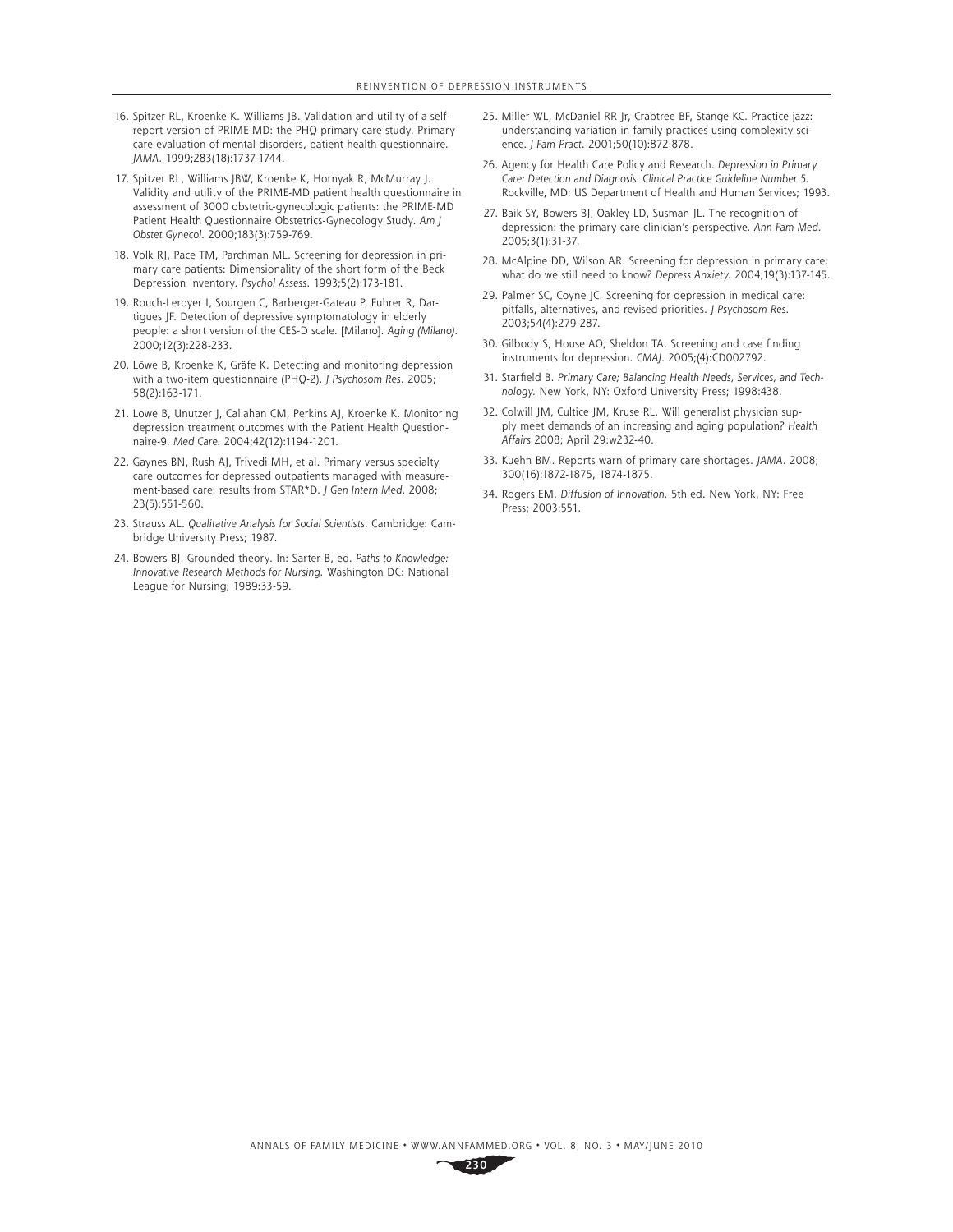16. Spitzer RL, Kroenke K. Williams JB. Validation and utility of a self-report version of PRIME-MD: the PHQ primary care study. Primary care evaluation of mental disorders, patient health questionnaire. *JAMA*. 1999;283(18):1737-1744.

17. Spitzer RL, Williams JBW, Kroenke K, Hornyak R, McMurray J. Validity and utility of the PRIME-MD patient health questionnaire in assessment of 3000 obstetric-gynecologic patients: the PRIME-MD Patient Health Questionnaire Obstetrics-Gynecology Study. *Am J Obstet Gynecol.* 2000;183(3):759-769.

18. Volk RJ, Pace TM, Parchman ML. Screening for depression in primary care patients: Dimensionality of the short form of the Beck Depression Inventory. *Psychol Assess*. 1993;5(2):173-181.

19. Rouch-Leroyer I, Sourgen C, Barberger-Gateau P, Fuhrer R, Dartigues JF. Detection of depressive symptomatology in elderly people: a short version of the CES-D scale. [Milano]. *Aging (Milano).* 2000;12(3):228-233.

20. Löwe B, Kroenke K, Gräfe K. Detecting and monitoring depression with a two-item questionnaire (PHQ-2). *J Psychosom Res*. 2005; 58(2):163-171.

21. Lowe B, Unutzer J, Callahan CM, Perkins AJ, Kroenke K. Monitoring depression treatment outcomes with the Patient Health Questionnaire-9. *Med Care.* 2004;42(12):1194-1201.

22. Gaynes BN, Rush AJ, Trivedi MH, et al. Primary versus specialty care outcomes for depressed outpatients managed with measurement-based care: results from STAR*D. *J Gen Intern Med*. 2008; 23(5):551-560.

23. Strauss AL. *Qualitative Analysis for Social Scientists*. Cambridge: Cambridge University Press; 1987.

24. Bowers BJ. Grounded theory. In: Sarter B, ed. *Paths to Knowledge: Innovative Research Methods for Nursing.* Washington DC: National League for Nursing; 1989:33-59.

25. Miller WL, McDaniel RR Jr, Crabtree BF, Stange KC. Practice jazz: understanding variation in family practices using complexity science. *J Fam Pract*. 2001;50(10):872-878.

26. Agency for Health Care Policy and Research. *Depression in Primary Care: Detection and Diagnosis. Clinical Practice Guideline Number 5.* Rockville, MD: US Department of Health and Human Services; 1993.

27. Baik SY, Bowers BJ, Oakley LD, Susman JL. The recognition of depression: the primary care clinician's perspective. *Ann Fam Med.* 2005;3(1):31-37.

28. McAlpine DD, Wilson AR. Screening for depression in primary care: what do we still need to know? *Depress Anxiety.* 2004;19(3):137-145.

29. Palmer SC, Coyne JC. Screening for depression in medical care: pitfalls, alternatives, and revised priorities. *J Psychosom Res.* 2003;54(4):279-287.

30. Gilbody S, House AO, Sheldon TA. Screening and case finding instruments for depression. *CMAJ*. 2005;(4):CD002792.

31. Starfield B. *Primary Care; Balancing Health Needs, Services, and Technology.* New York, NY: Oxford University Press; 1998:438.

32. Colwill JM, Cultice JM, Kruse RL. Will generalist physician supply meet demands of an increasing and aging population? *Health Affairs* 2008; April 29:w232-40.

33. Kuehn BM. Reports warn of primary care shortages. *JAMA*. 2008; 300(16):1872-1875, 1874-1875.

34. Rogers EM. *Diffusion of Innovation.* 5th ed. New York, NY: Free Press; 2003:551.